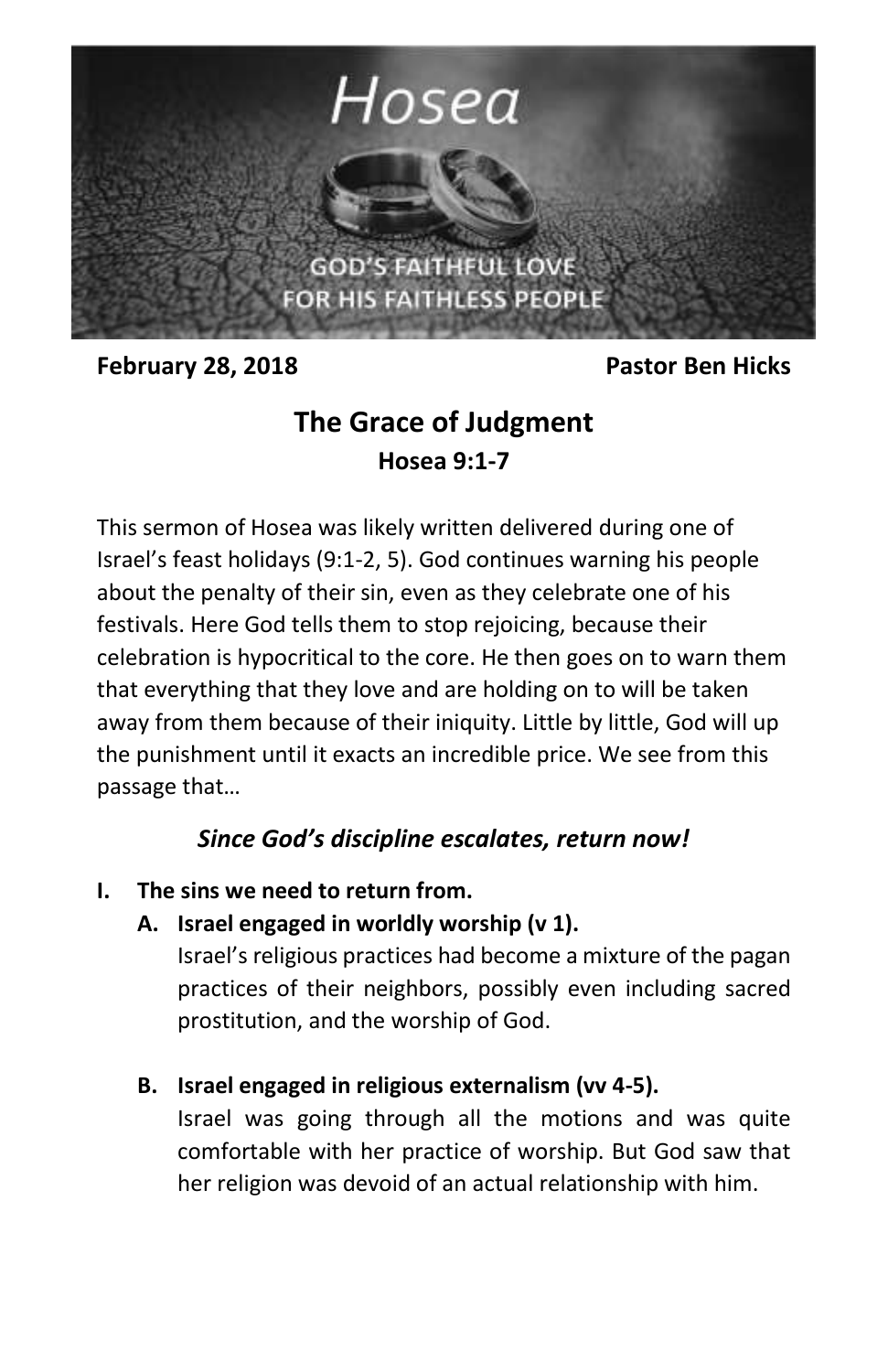Hosea

GOD'S FAITHFUL LOVE
FOR HIS FAITHLESS PEOPLE

**February 28, 2018** **Pastor Ben Hicks**

# The Grace of Judgment

## Hosea 9:1-7

This sermon of Hosea was likely written delivered during one of Israel's feast holidays (9:1-2, 5). God continues warning his people about the penalty of their sin, even as they celebrate one of his festivals. Here God tells them to stop rejoicing, because their celebration is hypocritical to the core. He then goes on to warn them that everything that they love and are holding on to will be taken away from them because of their iniquity. Little by little, God will up the punishment until it exacts an incredible price. We see from this passage that…

***Since God's discipline escalates, return now!***

**I. The sins we need to return from.**

**A. Israel engaged in worldly worship (v 1).**

Israel's religious practices had become a mixture of the pagan practices of their neighbors, possibly even including sacred prostitution, and the worship of God.

**B. Israel engaged in religious externalism (vv 4-5).**

Israel was going through all the motions and was quite comfortable with her practice of worship. But God saw that her religion was devoid of an actual relationship with him.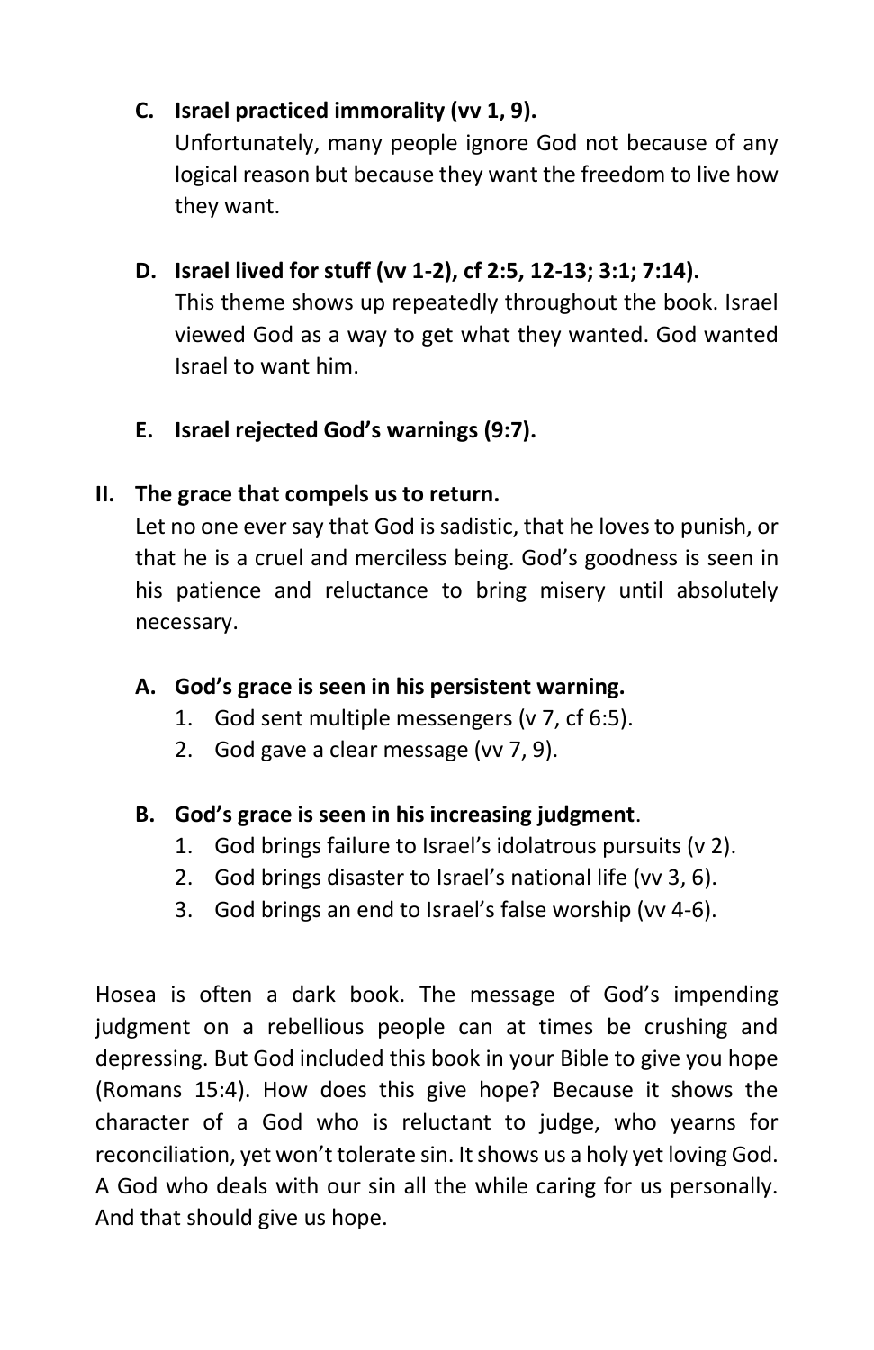**C. Israel practiced immorality (vv 1, 9).**

Unfortunately, many people ignore God not because of any logical reason but because they want the freedom to live how they want.

**D. Israel lived for stuff (vv 1-2), cf 2:5, 12-13; 3:1; 7:14).**

This theme shows up repeatedly throughout the book. Israel viewed God as a way to get what they wanted. God wanted Israel to want him.

**E. Israel rejected God's warnings (9:7).**

**II. The grace that compels us to return.**

Let no one ever say that God is sadistic, that he loves to punish, or that he is a cruel and merciless being. God's goodness is seen in his patience and reluctance to bring misery until absolutely necessary.

**A. God's grace is seen in his persistent warning.**

1. God sent multiple messengers (v 7, cf 6:5).
2. God gave a clear message (vv 7, 9).

**B. God's grace is seen in his increasing judgment.**

1. God brings failure to Israel's idolatrous pursuits (v 2).
2. God brings disaster to Israel's national life (vv 3, 6).
3. God brings an end to Israel's false worship (vv 4-6).

Hosea is often a dark book. The message of God's impending judgment on a rebellious people can at times be crushing and depressing. But God included this book in your Bible to give you hope (Romans 15:4). How does this give hope? Because it shows the character of a God who is reluctant to judge, who yearns for reconciliation, yet won't tolerate sin. It shows us a holy yet loving God. A God who deals with our sin all the while caring for us personally. And that should give us hope.